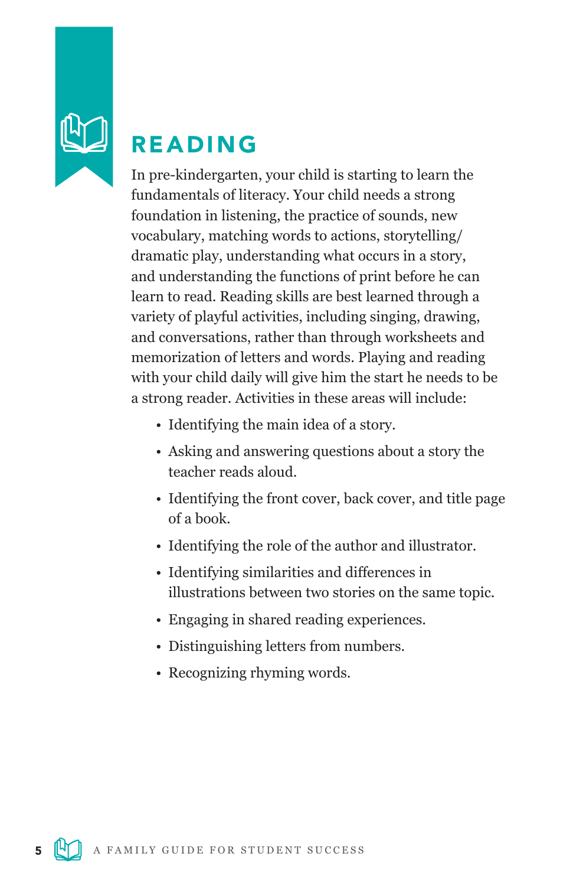# READING

In pre-kindergarten, your child is starting to learn the fundamentals of literacy. Your child needs a strong foundation in listening, the practice of sounds, new vocabulary, matching words to actions, storytelling/dramatic play, understanding what occurs in a story, and understanding the functions of print before he can learn to read. Reading skills are best learned through a variety of playful activities, including singing, drawing, and conversations, rather than through worksheets and memorization of letters and words. Playing and reading with your child daily will give him the start he needs to be a strong reader. Activities in these areas will include:

- Identifying the main idea of a story.
- Asking and answering questions about a story the teacher reads aloud.
- Identifying the front cover, back cover, and title page of a book.
- Identifying the role of the author and illustrator.
- Identifying similarities and differences in illustrations between two stories on the same topic.
- Engaging in shared reading experiences.
- Distinguishing letters from numbers.
- Recognizing rhyming words.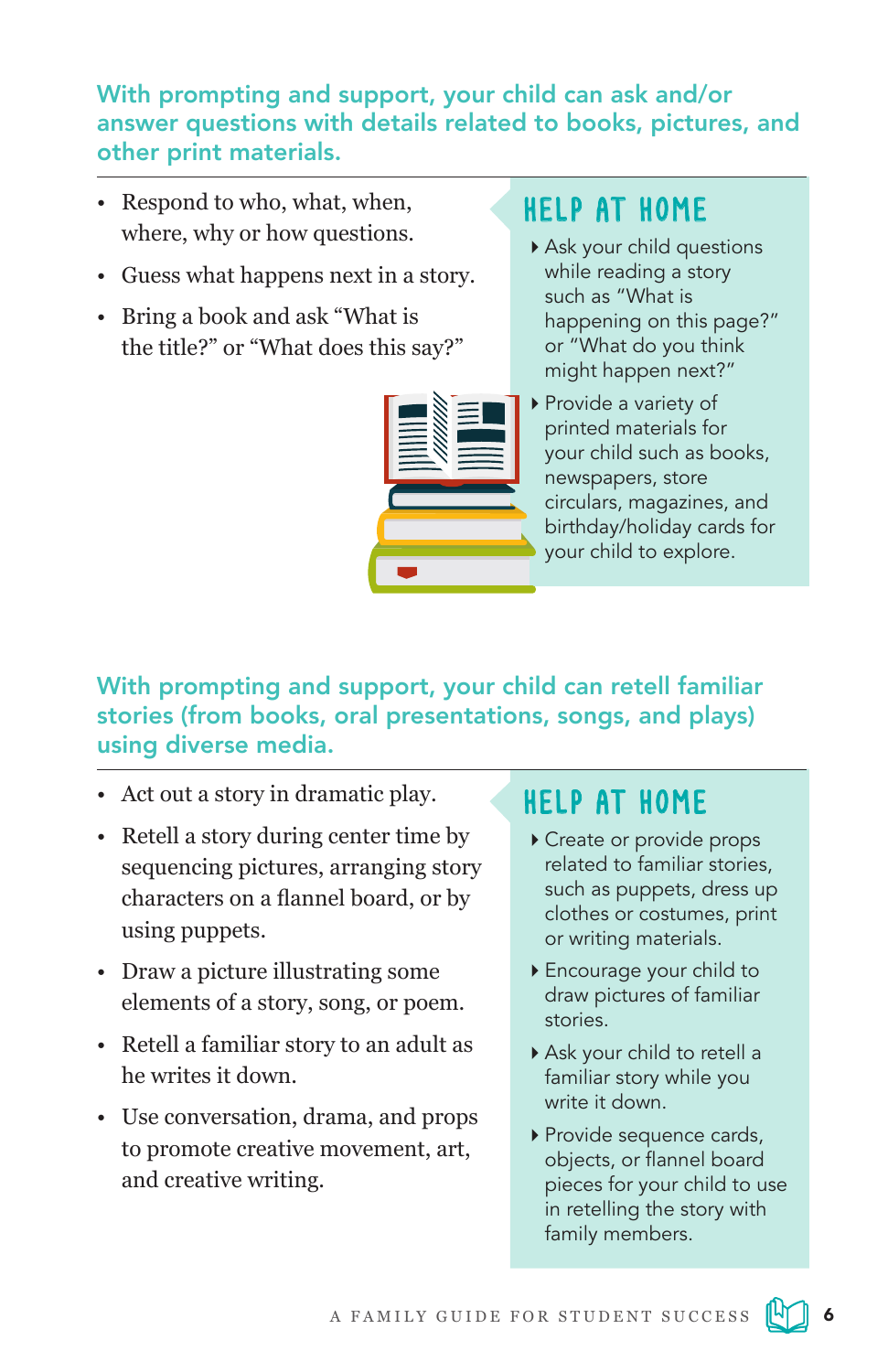## With prompting and support, your child can ask and/or answer questions with details related to books, pictures, and other print materials.

- Respond to who, what, when, where, why or how questions.
- Guess what happens next in a story.
- Bring a book and ask "What is the title?" or "What does this say?"

### HELP AT HOME

- Ask your child questions while reading a story such as "What is happening on this page?" or "What do you think might happen next?"
- Provide a variety of printed materials for your child such as books, newspapers, store circulars, magazines, and birthday/holiday cards for your child to explore.

## With prompting and support, your child can retell familiar stories (from books, oral presentations, songs, and plays) using diverse media.

- Act out a story in dramatic play.
- Retell a story during center time by sequencing pictures, arranging story characters on a flannel board, or by using puppets.
- Draw a picture illustrating some elements of a story, song, or poem.
- Retell a familiar story to an adult as he writes it down.
- Use conversation, drama, and props to promote creative movement, art, and creative writing.

### HELP AT HOME

- Create or provide props related to familiar stories, such as puppets, dress up clothes or costumes, print or writing materials.
- Encourage your child to draw pictures of familiar stories.
- Ask your child to retell a familiar story while you write it down.
- Provide sequence cards, objects, or flannel board pieces for your child to use in retelling the story with family members.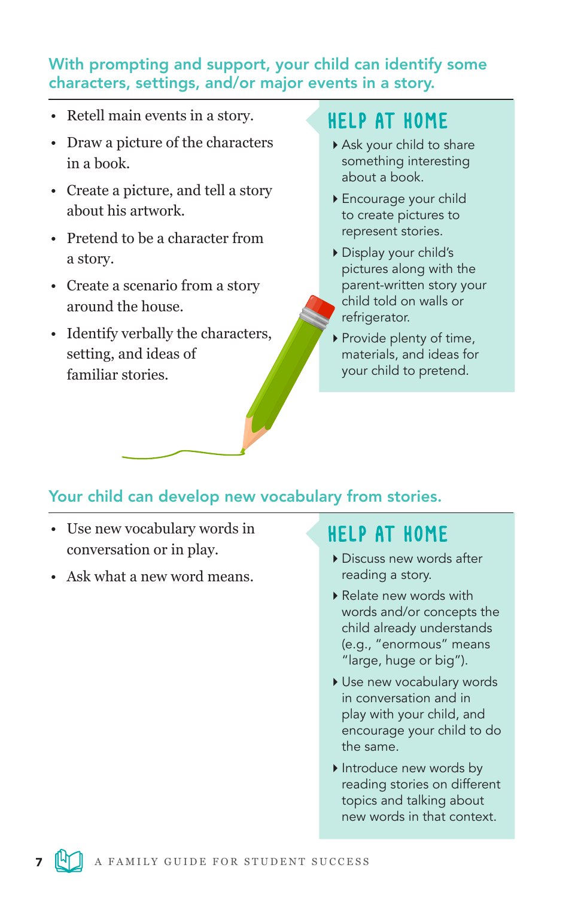## With prompting and support, your child can identify some characters, settings, and/or major events in a story.

- Retell main events in a story.
- Draw a picture of the characters in a book.
- Create a picture, and tell a story about his artwork.
- Pretend to be a character from a story.
- Create a scenario from a story around the house.
- Identify verbally the characters, setting, and ideas of familiar stories.

### HELP AT HOME

- Ask your child to share something interesting about a book.
- Encourage your child to create pictures to represent stories.
- Display your child's pictures along with the parent-written story your child told on walls or refrigerator.
- Provide plenty of time, materials, and ideas for your child to pretend.

## Your child can develop new vocabulary from stories.

- Use new vocabulary words in conversation or in play.
- Ask what a new word means.

### HELP AT HOME

- Discuss new words after reading a story.
- Relate new words with words and/or concepts the child already understands (e.g., "enormous" means "large, huge or big").
- Use new vocabulary words in conversation and in play with your child, and encourage your child to do the same.
- Introduce new words by reading stories on different topics and talking about new words in that context.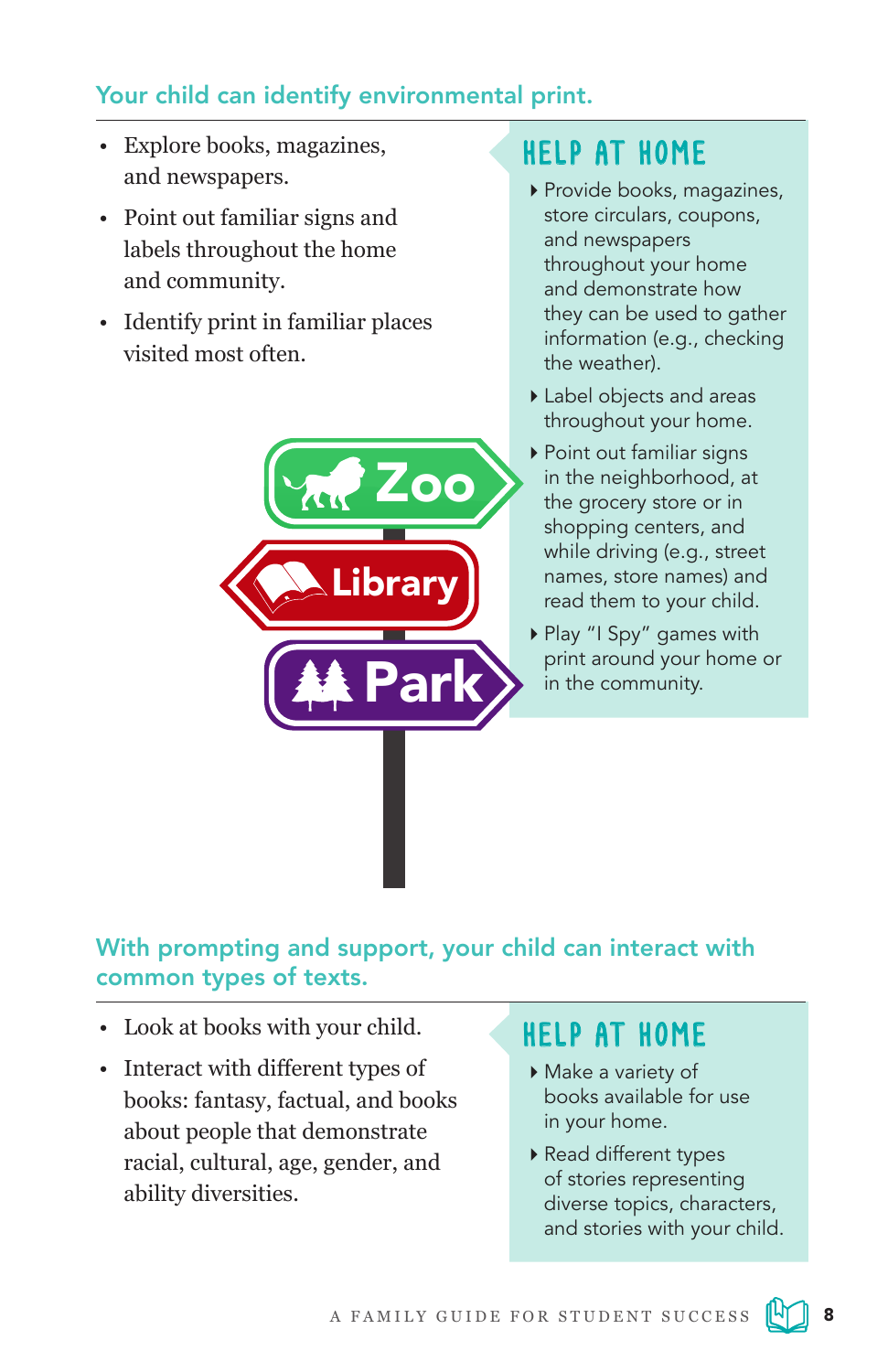## Your child can identify environmental print.

- Explore books, magazines, and newspapers.
- Point out familiar signs and labels throughout the home and community.
- Identify print in familiar places visited most often.

### HELP AT HOME

- Provide books, magazines, store circulars, coupons, and newspapers throughout your home and demonstrate how they can be used to gather information (e.g., checking the weather).
- Label objects and areas throughout your home.
- Point out familiar signs in the neighborhood, at the grocery store or in shopping centers, and while driving (e.g., street names, store names) and read them to your child.
- Play "I Spy" games with print around your home or in the community.

Zoo

Library

Park

## With prompting and support, your child can interact with common types of texts.

- Look at books with your child.
- Interact with different types of books: fantasy, factual, and books about people that demonstrate racial, cultural, age, gender, and ability diversities.

### HELP AT HOME

- Make a variety of books available for use in your home.
- Read different types of stories representing diverse topics, characters, and stories with your child.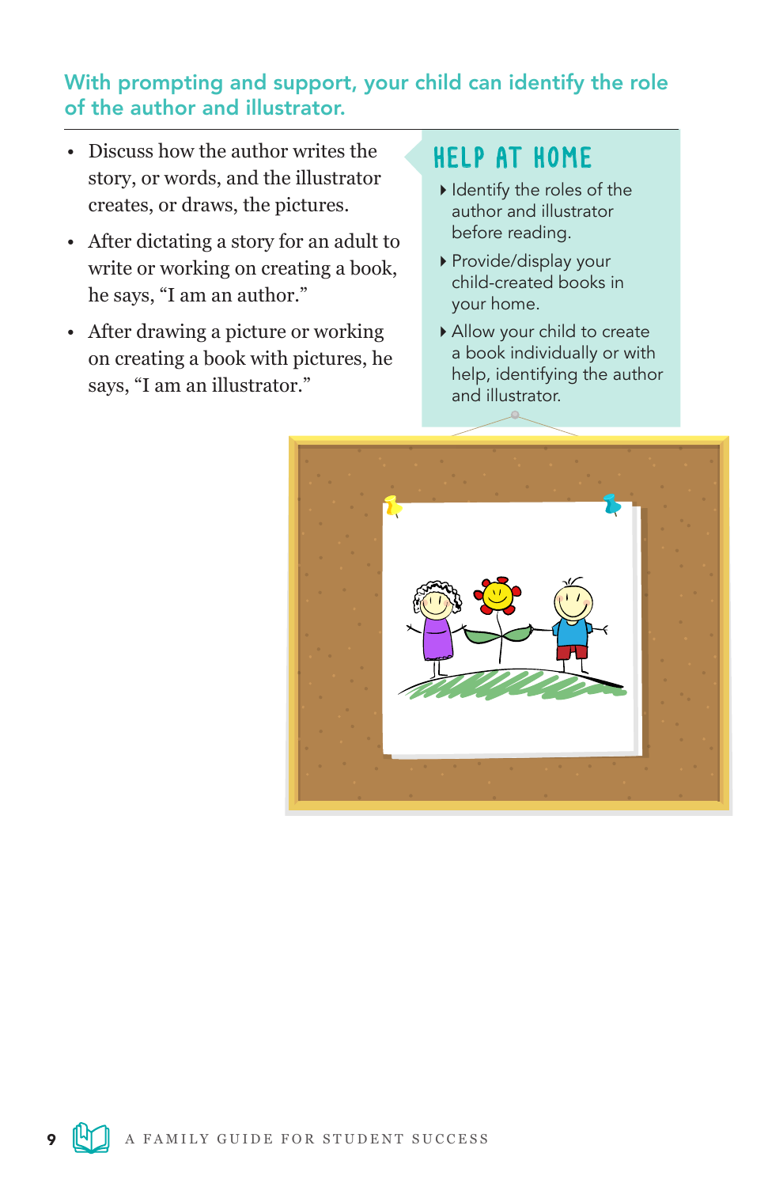## With prompting and support, your child can identify the role of the author and illustrator.

- Discuss how the author writes the story, or words, and the illustrator creates, or draws, the pictures.
- After dictating a story for an adult to write or working on creating a book, he says, "I am an author."
- After drawing a picture or working on creating a book with pictures, he says, "I am an illustrator."

### HELP AT HOME

- Identify the roles of the author and illustrator before reading.
- Provide/display your child-created books in your home.
- Allow your child to create a book individually or with help, identifying the author and illustrator.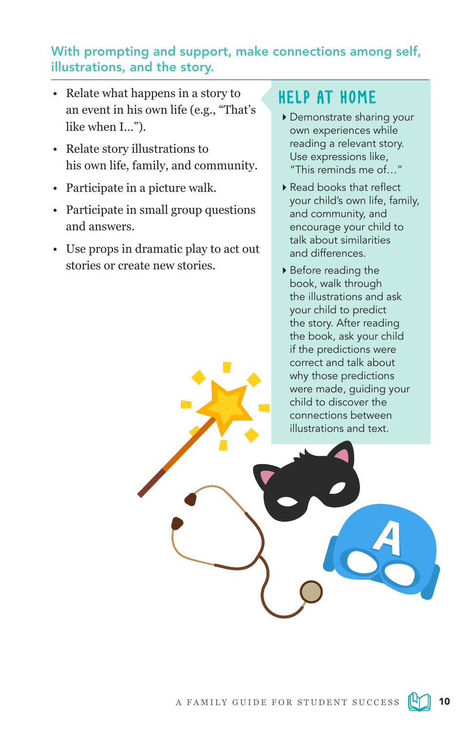## With prompting and support, make connections among self, illustrations, and the story.

- Relate what happens in a story to an event in his own life (e.g., "That's like when I...").
- Relate story illustrations to his own life, family, and community.
- Participate in a picture walk.
- Participate in small group questions and answers.
- Use props in dramatic play to act out stories or create new stories.

### HELP AT HOME

- Demonstrate sharing your own experiences while reading a relevant story. Use expressions like, "This reminds me of…"
- Read books that reflect your child's own life, family, and community, and encourage your child to talk about similarities and differences.
- Before reading the book, walk through the illustrations and ask your child to predict the story. After reading the book, ask your child if the predictions were correct and talk about why those predictions were made, guiding your child to discover the connections between illustrations and text.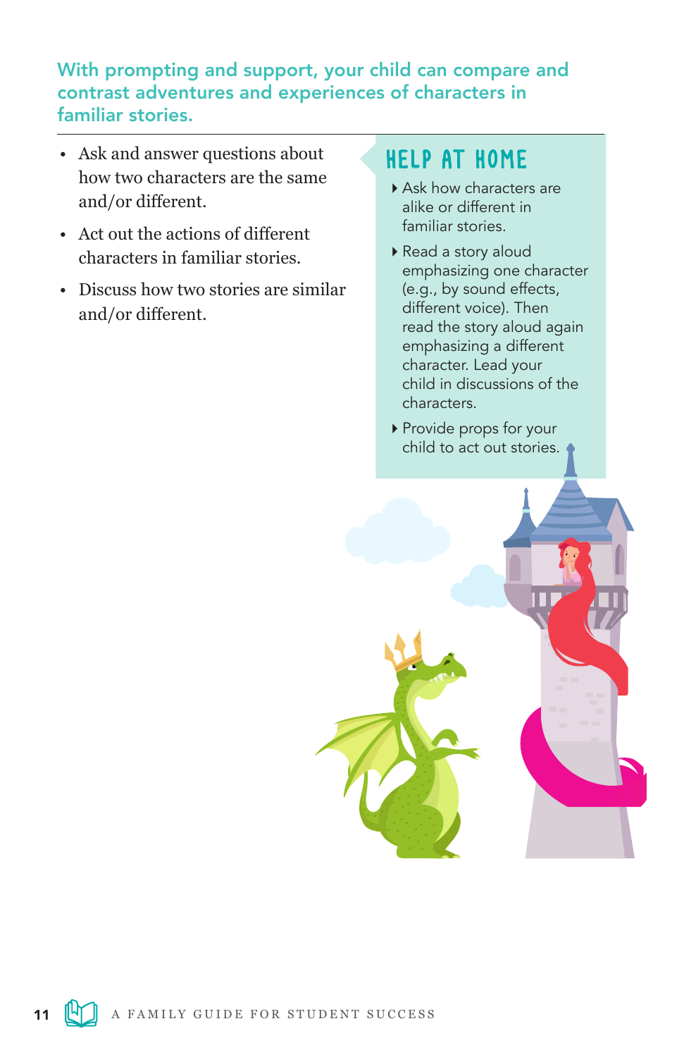## With prompting and support, your child can compare and contrast adventures and experiences of characters in familiar stories.

- Ask and answer questions about how two characters are the same and/or different.
- Act out the actions of different characters in familiar stories.
- Discuss how two stories are similar and/or different.

### HELP AT HOME

- Ask how characters are alike or different in familiar stories.
- Read a story aloud emphasizing one character (e.g., by sound effects, different voice). Then read the story aloud again emphasizing a different character. Lead your child in discussions of the characters.
- Provide props for your child to act out stories.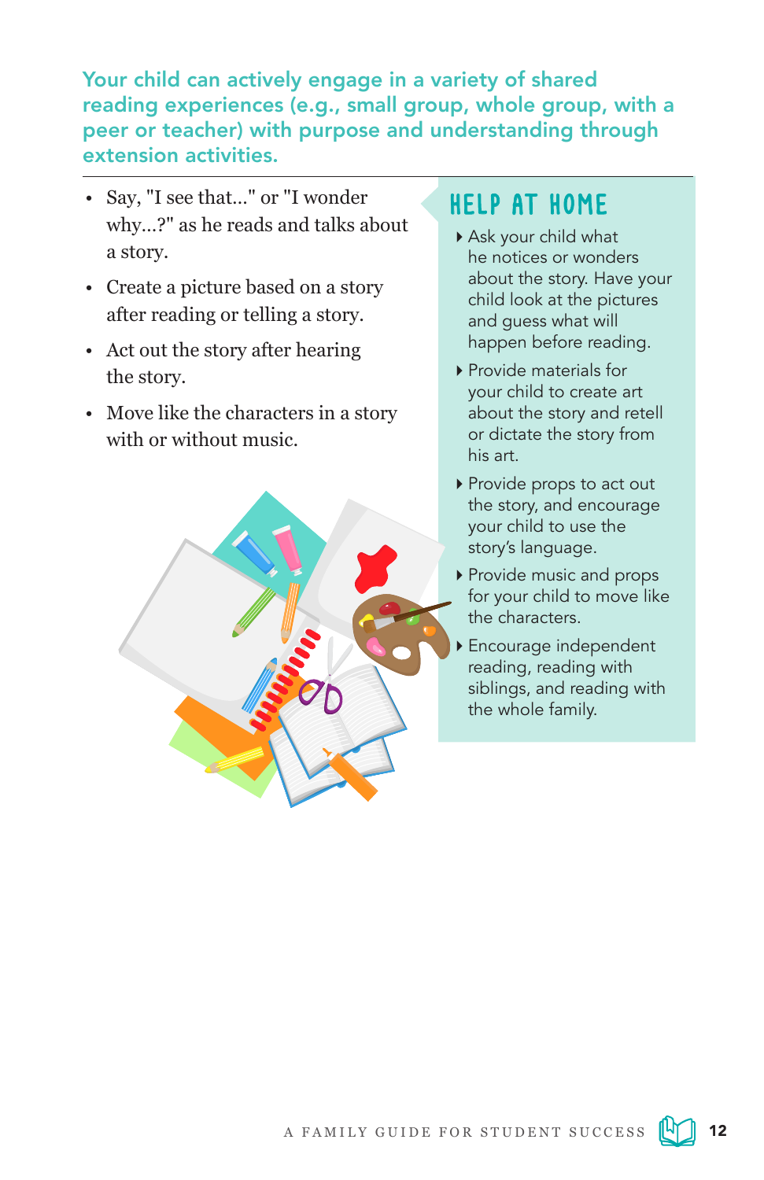## Your child can actively engage in a variety of shared reading experiences (e.g., small group, whole group, with a peer or teacher) with purpose and understanding through extension activities.

- Say, "I see that..." or "I wonder why...?" as he reads and talks about a story.
- Create a picture based on a story after reading or telling a story.
- Act out the story after hearing the story.
- Move like the characters in a story with or without music.

### HELP AT HOME

- Ask your child what he notices or wonders about the story. Have your child look at the pictures and guess what will happen before reading.
- Provide materials for your child to create art about the story and retell or dictate the story from his art.
- Provide props to act out the story, and encourage your child to use the story's language.
- Provide music and props for your child to move like the characters.
- Encourage independent reading, reading with siblings, and reading with the whole family.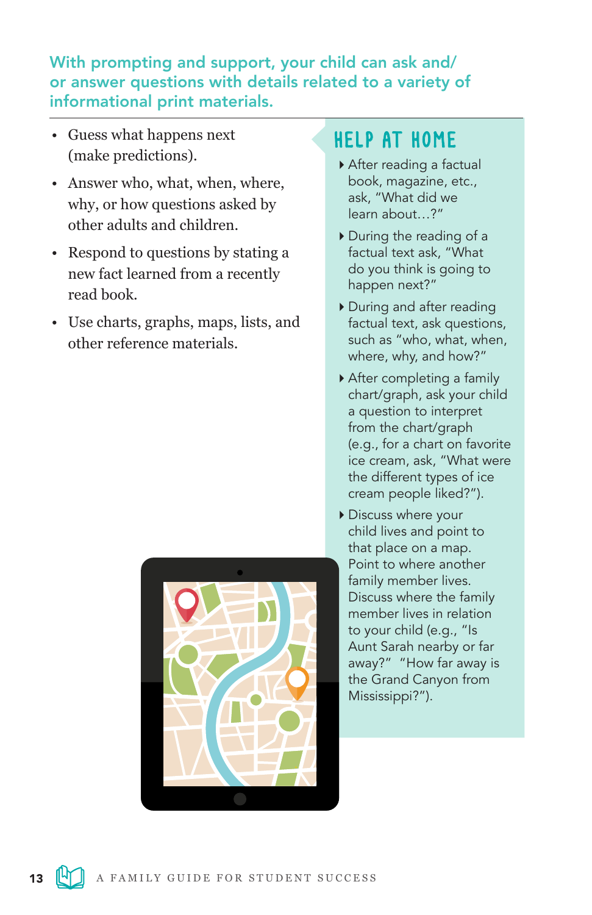## With prompting and support, your child can ask and/or answer questions with details related to a variety of informational print materials.

- Guess what happens next (make predictions).
- Answer who, what, when, where, why, or how questions asked by other adults and children.
- Respond to questions by stating a new fact learned from a recently read book.
- Use charts, graphs, maps, lists, and other reference materials.

### HELP AT HOME

- After reading a factual book, magazine, etc., ask, "What did we learn about…?"
- During the reading of a factual text ask, "What do you think is going to happen next?"
- During and after reading factual text, ask questions, such as "who, what, when, where, why, and how?"
- After completing a family chart/graph, ask your child a question to interpret from the chart/graph (e.g., for a chart on favorite ice cream, ask, "What were the different types of ice cream people liked?").
- Discuss where your child lives and point to that place on a map. Point to where another family member lives. Discuss where the family member lives in relation to your child (e.g., "Is Aunt Sarah nearby or far away?" "How far away is the Grand Canyon from Mississippi?").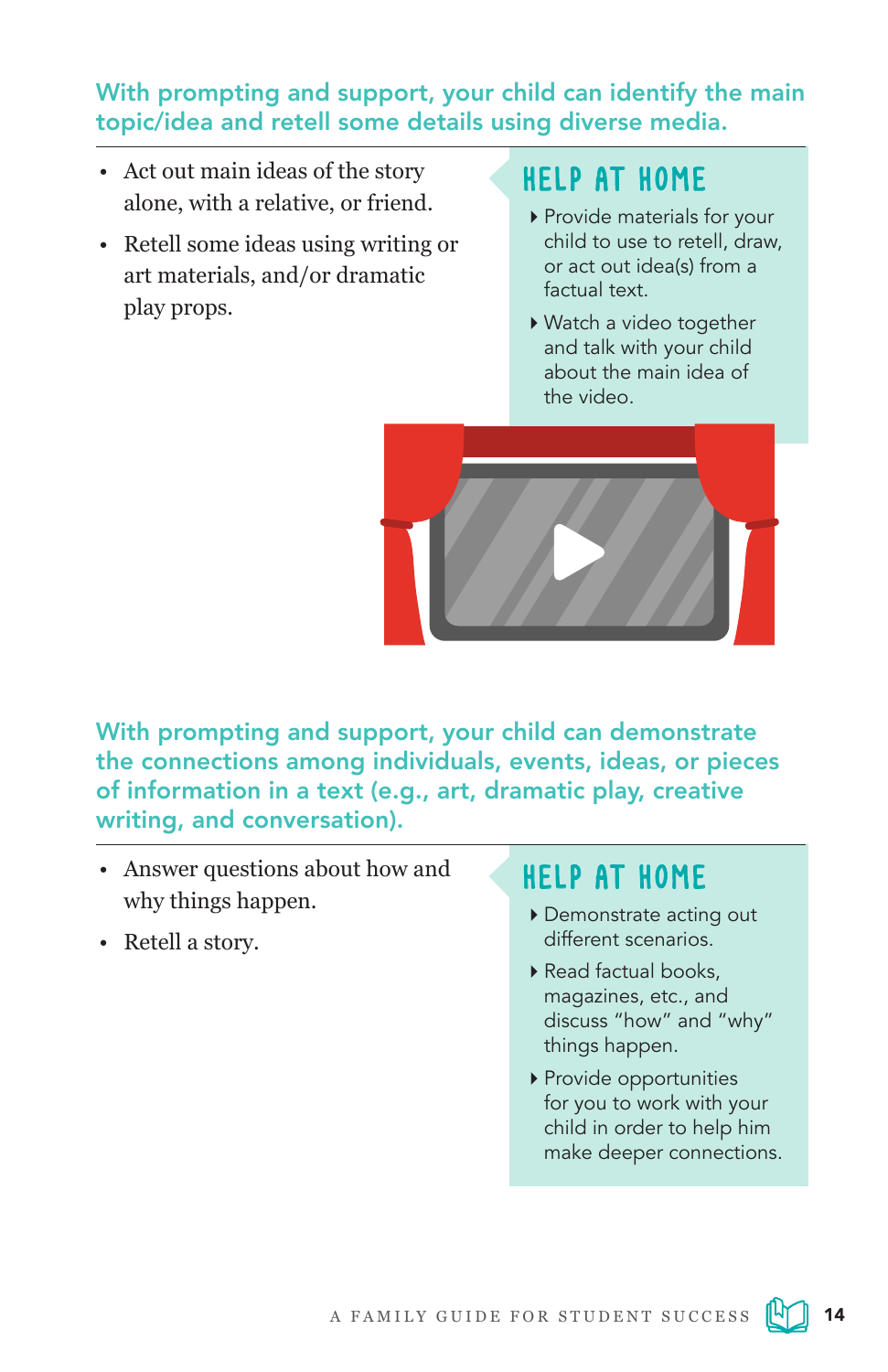## With prompting and support, your child can identify the main topic/idea and retell some details using diverse media.

- Act out main ideas of the story alone, with a relative, or friend.
- Retell some ideas using writing or art materials, and/or dramatic play props.

### HELP AT HOME

- Provide materials for your child to use to retell, draw, or act out idea(s) from a factual text.
- Watch a video together and talk with your child about the main idea of the video.

## With prompting and support, your child can demonstrate the connections among individuals, events, ideas, or pieces of information in a text (e.g., art, dramatic play, creative writing, and conversation).

- Answer questions about how and why things happen.
- Retell a story.

### HELP AT HOME

- Demonstrate acting out different scenarios.
- Read factual books, magazines, etc., and discuss "how" and "why" things happen.
- Provide opportunities for you to work with your child in order to help him make deeper connections.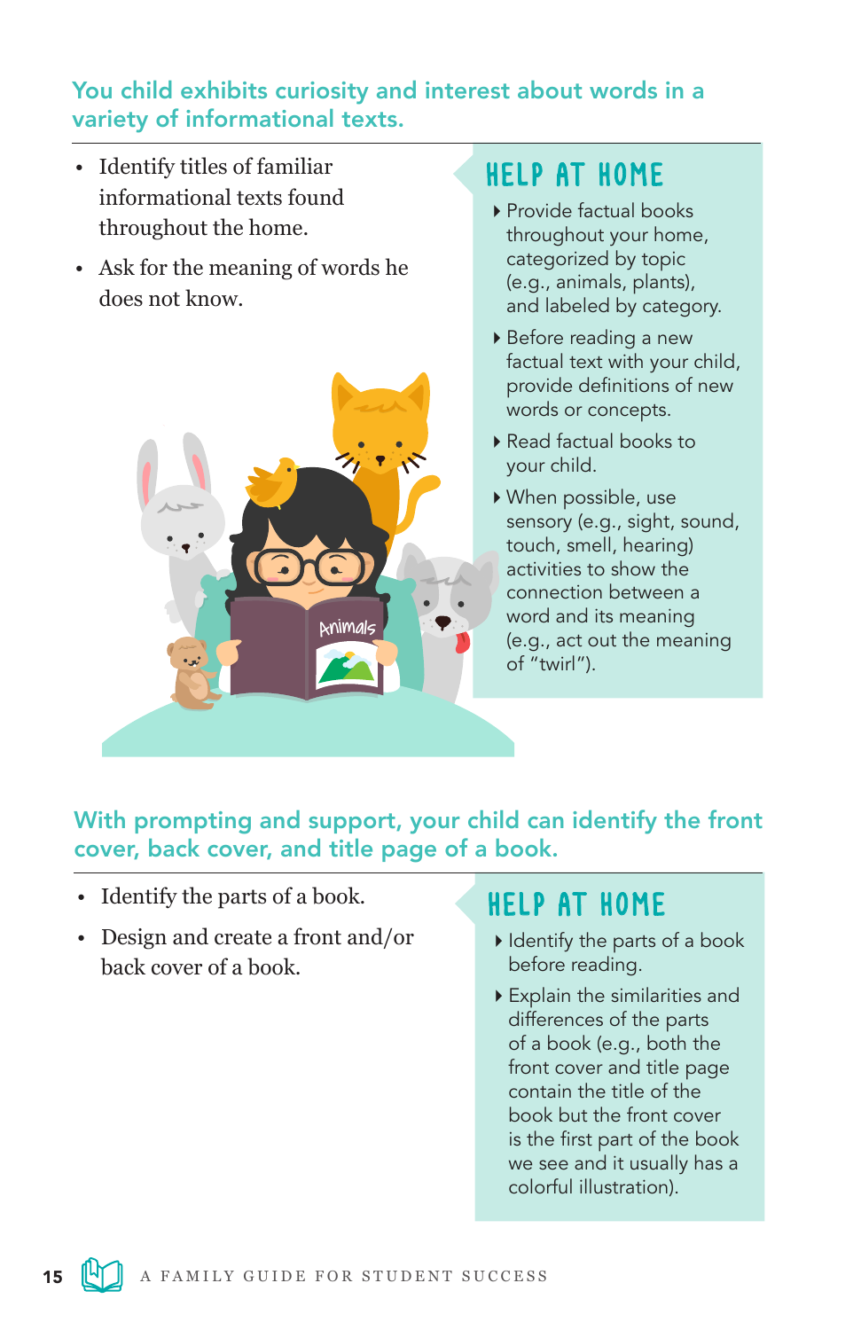## You child exhibits curiosity and interest about words in a variety of informational texts.

- Identify titles of familiar informational texts found throughout the home.
- Ask for the meaning of words he does not know.

### HELP AT HOME

- Provide factual books throughout your home, categorized by topic (e.g., animals, plants), and labeled by category.
- Before reading a new factual text with your child, provide definitions of new words or concepts.
- Read factual books to your child.
- When possible, use sensory (e.g., sight, sound, touch, smell, hearing) activities to show the connection between a word and its meaning (e.g., act out the meaning of "twirl").

## With prompting and support, your child can identify the front cover, back cover, and title page of a book.

- Identify the parts of a book.
- Design and create a front and/or back cover of a book.

### HELP AT HOME

- Identify the parts of a book before reading.
- Explain the similarities and differences of the parts of a book (e.g., both the front cover and title page contain the title of the book but the front cover is the first part of the book we see and it usually has a colorful illustration).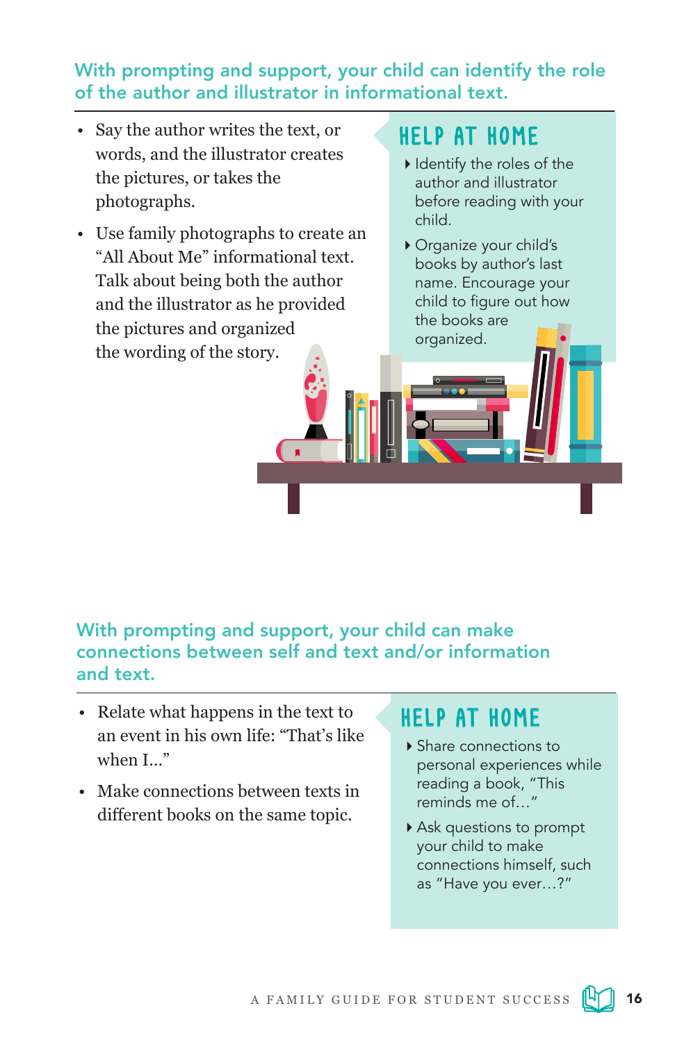## With prompting and support, your child can identify the role of the author and illustrator in informational text.

- Say the author writes the text, or words, and the illustrator creates the pictures, or takes the photographs.
- Use family photographs to create an "All About Me" informational text. Talk about being both the author and the illustrator as he provided the pictures and organized the wording of the story.

### HELP AT HOME

- Identify the roles of the author and illustrator before reading with your child.
- Organize your child's books by author's last name. Encourage your child to figure out how the books are organized.

## With prompting and support, your child can make connections between self and text and/or information and text.

- Relate what happens in the text to an event in his own life: "That's like when I…"
- Make connections between texts in different books on the same topic.

### HELP AT HOME

- Share connections to personal experiences while reading a book, "This reminds me of…"
- Ask questions to prompt your child to make connections himself, such as "Have you ever…?"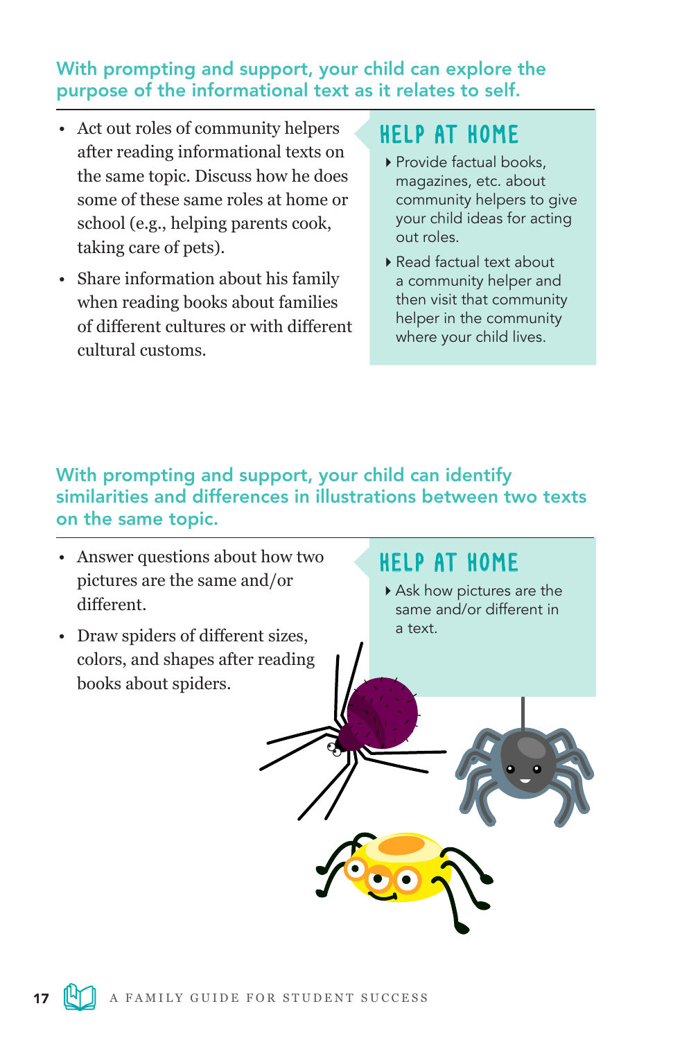## With prompting and support, your child can explore the purpose of the informational text as it relates to self.

- Act out roles of community helpers after reading informational texts on the same topic. Discuss how he does some of these same roles at home or school (e.g., helping parents cook, taking care of pets).
- Share information about his family when reading books about families of different cultures or with different cultural customs.

### HELP AT HOME

- Provide factual books, magazines, etc. about community helpers to give your child ideas for acting out roles.
- Read factual text about a community helper and then visit that community helper in the community where your child lives.

## With prompting and support, your child can identify similarities and differences in illustrations between two texts on the same topic.

- Answer questions about how two pictures are the same and/or different.
- Draw spiders of different sizes, colors, and shapes after reading books about spiders.

### HELP AT HOME

- Ask how pictures are the same and/or different in a text.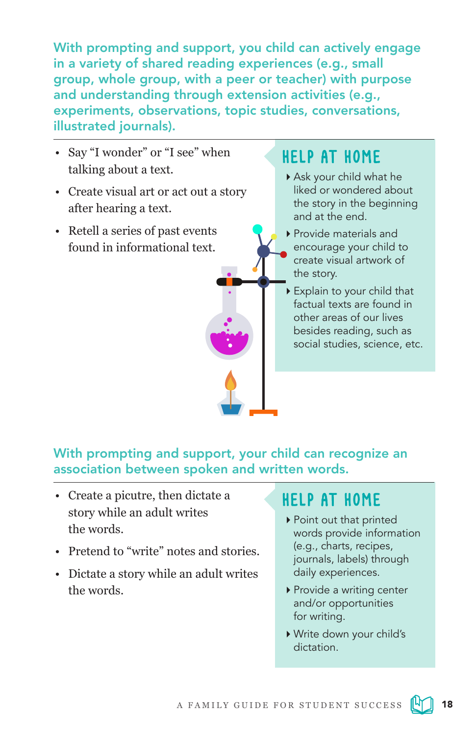## With prompting and support, you child can actively engage in a variety of shared reading experiences (e.g., small group, whole group, with a peer or teacher) with purpose and understanding through extension activities (e.g., experiments, observations, topic studies, conversations, illustrated journals).

- Say "I wonder" or "I see" when talking about a text.
- Create visual art or act out a story after hearing a text.
- Retell a series of past events found in informational text.

### HELP AT HOME

- Ask your child what he liked or wondered about the story in the beginning and at the end.
- Provide materials and encourage your child to create visual artwork of the story.
- Explain to your child that factual texts are found in other areas of our lives besides reading, such as social studies, science, etc.

## With prompting and support, your child can recognize an association between spoken and written words.

- Create a picutre, then dictate a story while an adult writes the words.
- Pretend to "write" notes and stories.
- Dictate a story while an adult writes the words.

### HELP AT HOME

- Point out that printed words provide information (e.g., charts, recipes, journals, labels) through daily experiences.
- Provide a writing center and/or opportunities for writing.
- Write down your child's dictation.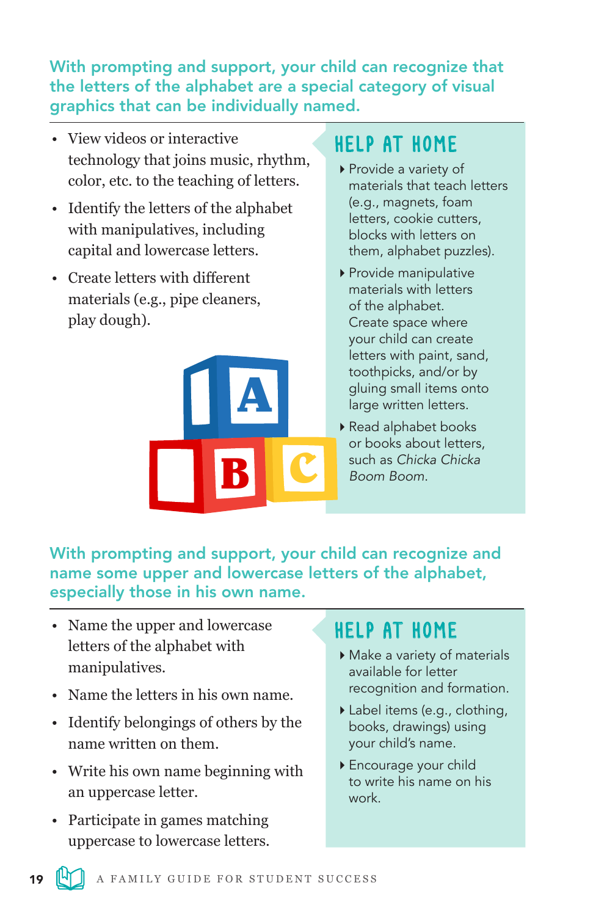## With prompting and support, your child can recognize that the letters of the alphabet are a special category of visual graphics that can be individually named.

- View videos or interactive technology that joins music, rhythm, color, etc. to the teaching of letters.
- Identify the letters of the alphabet with manipulatives, including capital and lowercase letters.
- Create letters with different materials (e.g., pipe cleaners, play dough).

### HELP AT HOME

- Provide a variety of materials that teach letters (e.g., magnets, foam letters, cookie cutters, blocks with letters on them, alphabet puzzles).
- Provide manipulative materials with letters of the alphabet. Create space where your child can create letters with paint, sand, toothpicks, and/or by gluing small items onto large written letters.
- Read alphabet books or books about letters, such as *Chicka Chicka Boom Boom*.

## With prompting and support, your child can recognize and name some upper and lowercase letters of the alphabet, especially those in his own name.

- Name the upper and lowercase letters of the alphabet with manipulatives.
- Name the letters in his own name.
- Identify belongings of others by the name written on them.
- Write his own name beginning with an uppercase letter.
- Participate in games matching uppercase to lowercase letters.

### HELP AT HOME

- Make a variety of materials available for letter recognition and formation.
- Label items (e.g., clothing, books, drawings) using your child's name.
- Encourage your child to write his name on his work.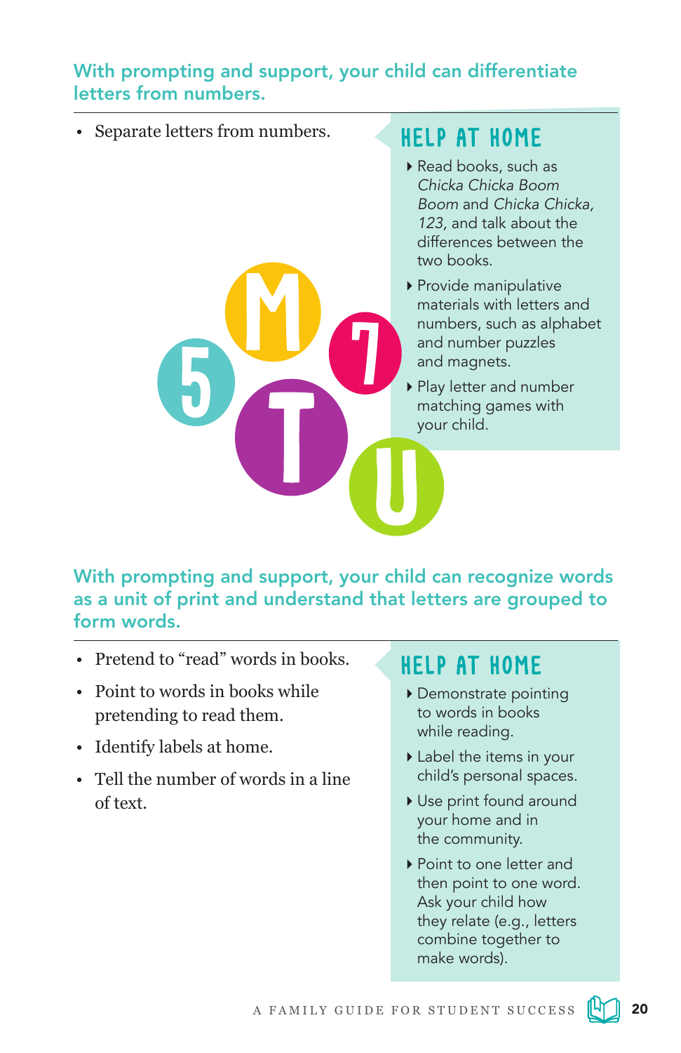## With prompting and support, your child can differentiate letters from numbers.

- Separate letters from numbers.

### HELP AT HOME

- Read books, such as *Chicka Chicka Boom Boom* and *Chicka Chicka, 123*, and talk about the differences between the two books.
- Provide manipulative materials with letters and numbers, such as alphabet and number puzzles and magnets.
- Play letter and number matching games with your child.

## With prompting and support, your child can recognize words as a unit of print and understand that letters are grouped to form words.

- Pretend to "read" words in books.
- Point to words in books while pretending to read them.
- Identify labels at home.
- Tell the number of words in a line of text.

### HELP AT HOME

- Demonstrate pointing to words in books while reading.
- Label the items in your child's personal spaces.
- Use print found around your home and in the community.
- Point to one letter and then point to one word. Ask your child how they relate (e.g., letters combine together to make words).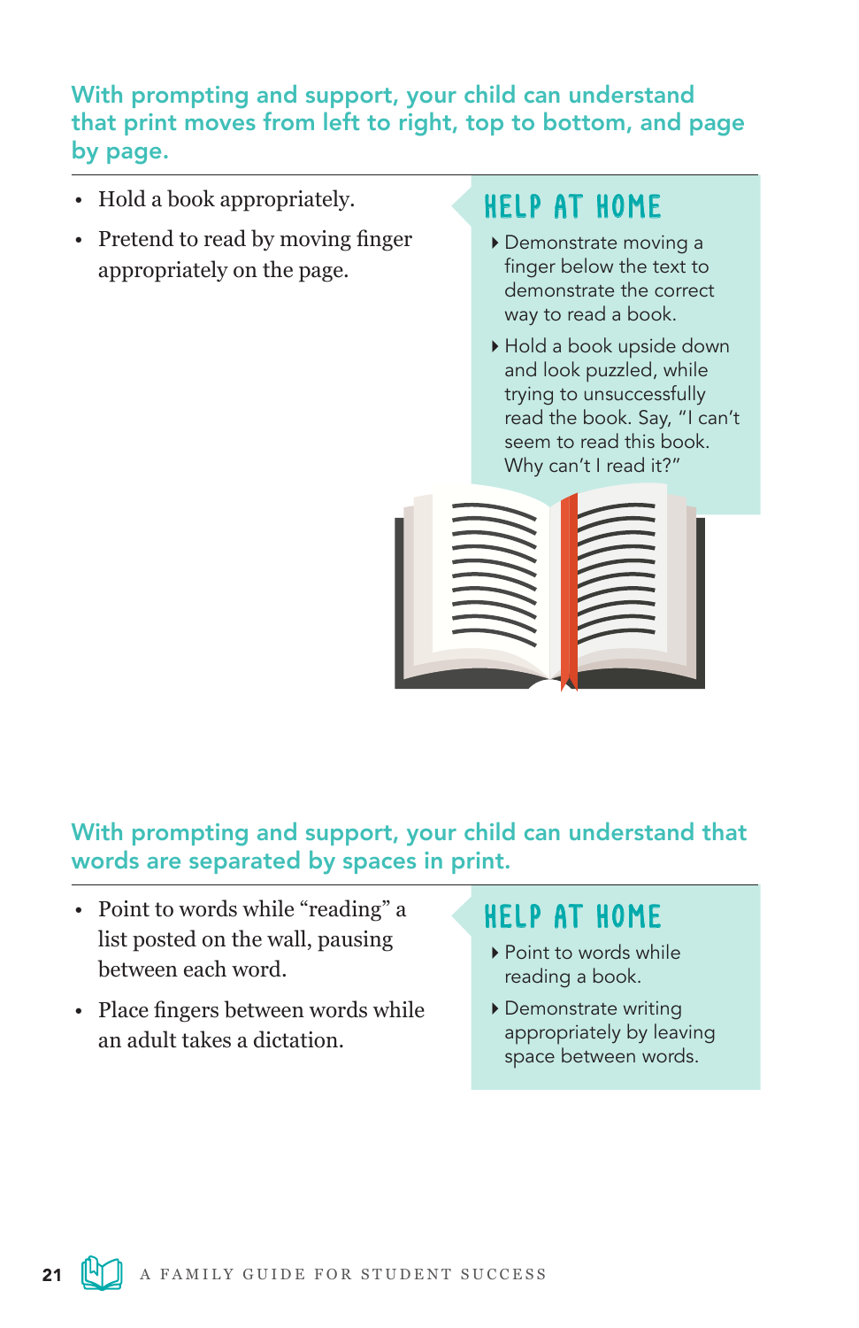## With prompting and support, your child can understand that print moves from left to right, top to bottom, and page by page.

- Hold a book appropriately.
- Pretend to read by moving finger appropriately on the page.

### HELP AT HOME

- Demonstrate moving a finger below the text to demonstrate the correct way to read a book.
- Hold a book upside down and look puzzled, while trying to unsuccessfully read the book. Say, "I can't seem to read this book. Why can't I read it?"

## With prompting and support, your child can understand that words are separated by spaces in print.

- Point to words while "reading" a list posted on the wall, pausing between each word.
- Place fingers between words while an adult takes a dictation.

### HELP AT HOME

- Point to words while reading a book.
- Demonstrate writing appropriately by leaving space between words.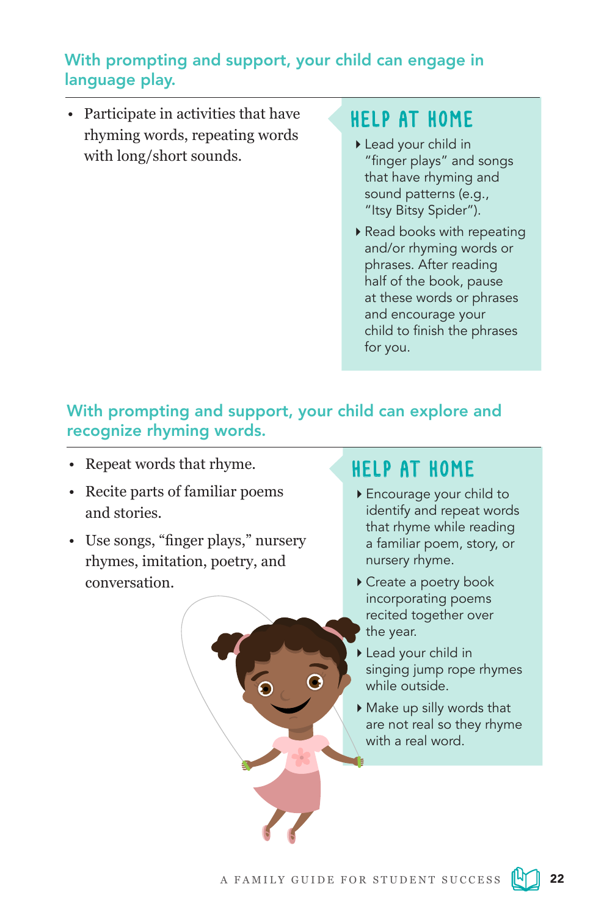## With prompting and support, your child can engage in language play.

- Participate in activities that have rhyming words, repeating words with long/short sounds.

### HELP AT HOME

- Lead your child in "finger plays" and songs that have rhyming and sound patterns (e.g., "Itsy Bitsy Spider").
- Read books with repeating and/or rhyming words or phrases. After reading half of the book, pause at these words or phrases and encourage your child to finish the phrases for you.

## With prompting and support, your child can explore and recognize rhyming words.

- Repeat words that rhyme.
- Recite parts of familiar poems and stories.
- Use songs, "finger plays," nursery rhymes, imitation, poetry, and conversation.

### HELP AT HOME

- Encourage your child to identify and repeat words that rhyme while reading a familiar poem, story, or nursery rhyme.
- Create a poetry book incorporating poems recited together over the year.
- Lead your child in singing jump rope rhymes while outside.
- Make up silly words that are not real so they rhyme with a real word.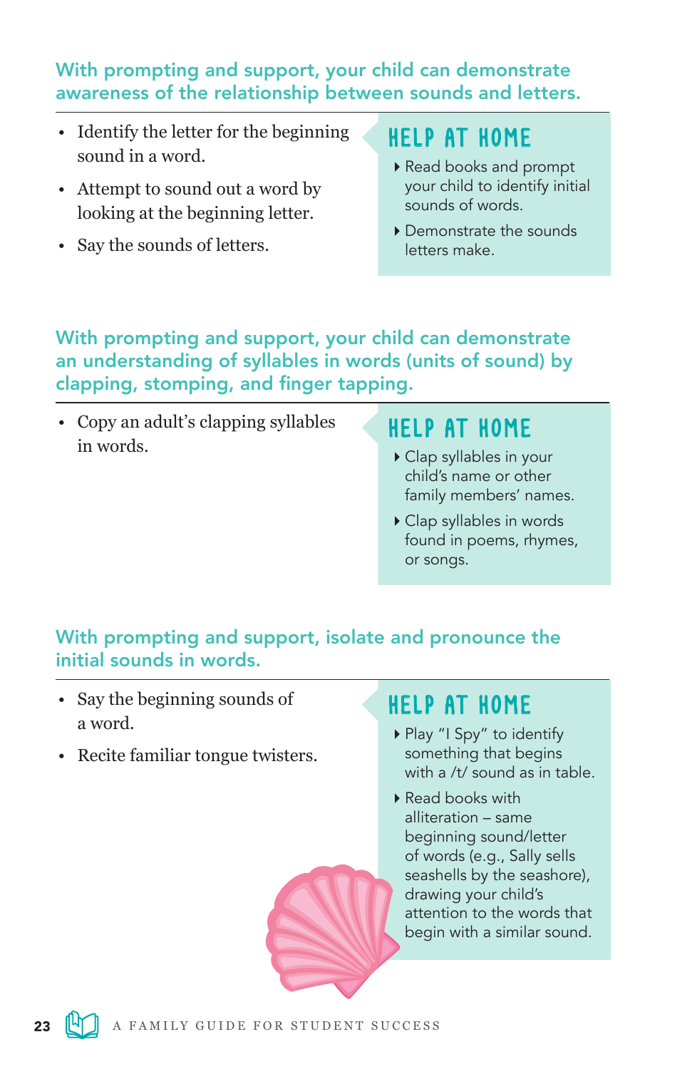### With prompting and support, your child can demonstrate awareness of the relationship between sounds and letters.

- Identify the letter for the beginning sound in a word.
- Attempt to sound out a word by looking at the beginning letter.
- Say the sounds of letters.

#### HELP AT HOME

- Read books and prompt your child to identify initial sounds of words.
- Demonstrate the sounds letters make.

### With prompting and support, your child can demonstrate an understanding of syllables in words (units of sound) by clapping, stomping, and finger tapping.

- Copy an adult's clapping syllables in words.

#### HELP AT HOME

- Clap syllables in your child's name or other family members' names.
- Clap syllables in words found in poems, rhymes, or songs.

### With prompting and support, isolate and pronounce the initial sounds in words.

- Say the beginning sounds of a word.
- Recite familiar tongue twisters.

#### HELP AT HOME

- Play "I Spy" to identify something that begins with a /t/ sound as in table.
- Read books with alliteration – same beginning sound/letter of words (e.g., Sally sells seashells by the seashore), drawing your child's attention to the words that begin with a similar sound.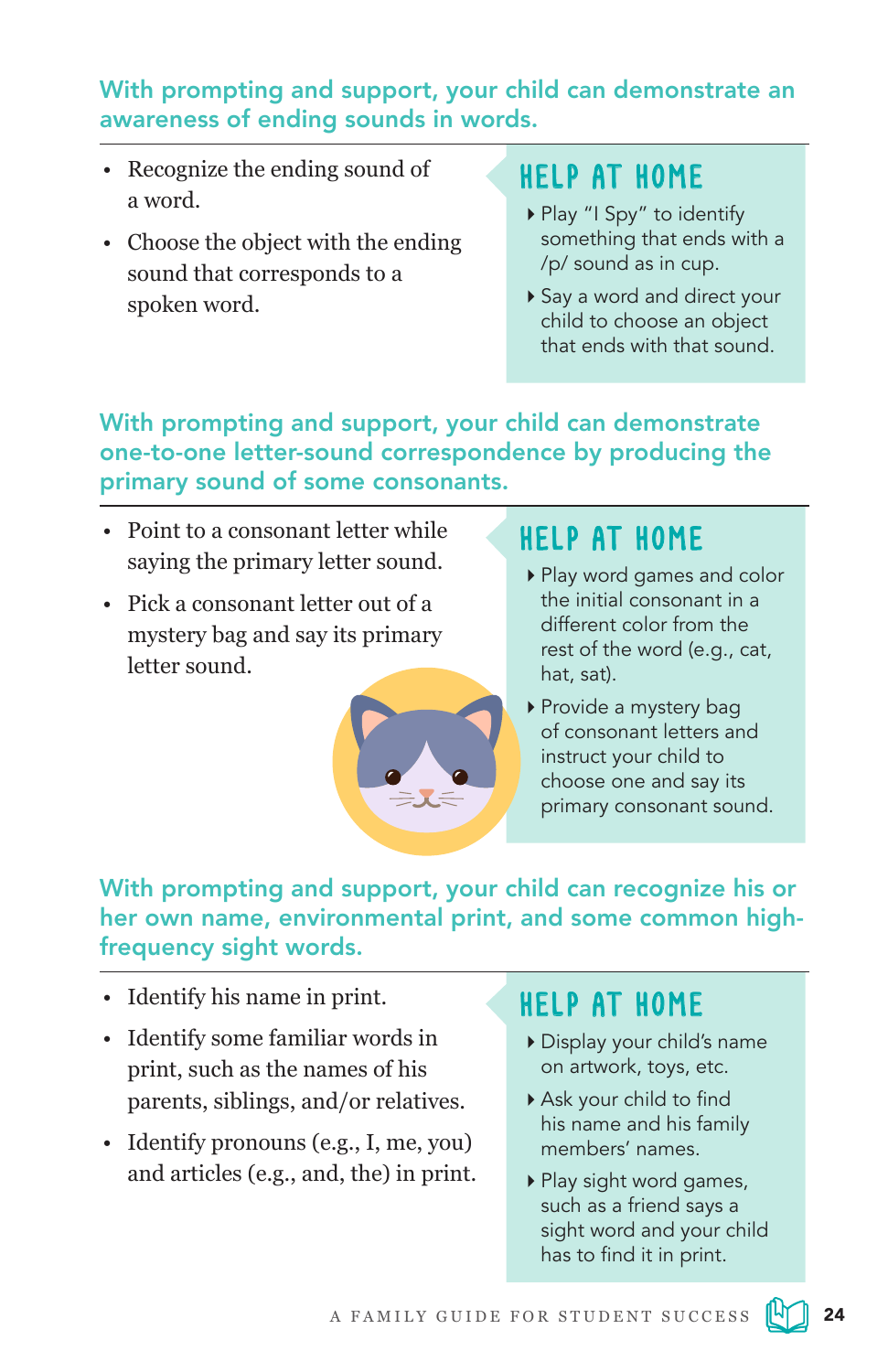## With prompting and support, your child can demonstrate an awareness of ending sounds in words.

- Recognize the ending sound of a word.
- Choose the object with the ending sound that corresponds to a spoken word.

### HELP AT HOME

- Play "I Spy" to identify something that ends with a /p/ sound as in cup.
- Say a word and direct your child to choose an object that ends with that sound.

## With prompting and support, your child can demonstrate one-to-one letter-sound correspondence by producing the primary sound of some consonants.

- Point to a consonant letter while saying the primary letter sound.
- Pick a consonant letter out of a mystery bag and say its primary letter sound.

### HELP AT HOME

- Play word games and color the initial consonant in a different color from the rest of the word (e.g., cat, hat, sat).
- Provide a mystery bag of consonant letters and instruct your child to choose one and say its primary consonant sound.

## With prompting and support, your child can recognize his or her own name, environmental print, and some common high-frequency sight words.

- Identify his name in print.
- Identify some familiar words in print, such as the names of his parents, siblings, and/or relatives.
- Identify pronouns (e.g., I, me, you) and articles (e.g., and, the) in print.

### HELP AT HOME

- Display your child's name on artwork, toys, etc.
- Ask your child to find his name and his family members' names.
- Play sight word games, such as a friend says a sight word and your child has to find it in print.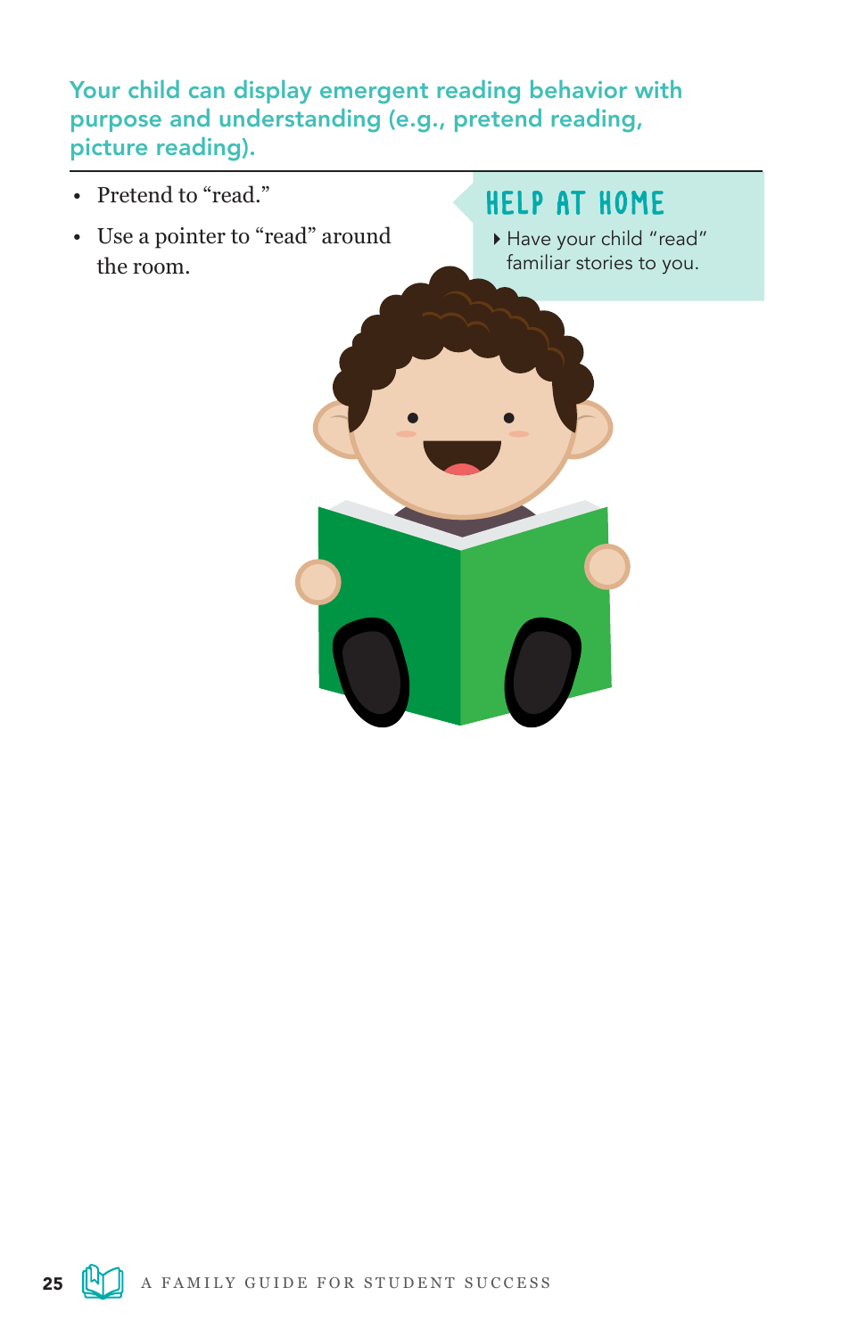## Your child can display emergent reading behavior with purpose and understanding (e.g., pretend reading, picture reading).

- Pretend to "read."
- Use a pointer to "read" around the room.

### HELP AT HOME

- Have your child "read" familiar stories to you.